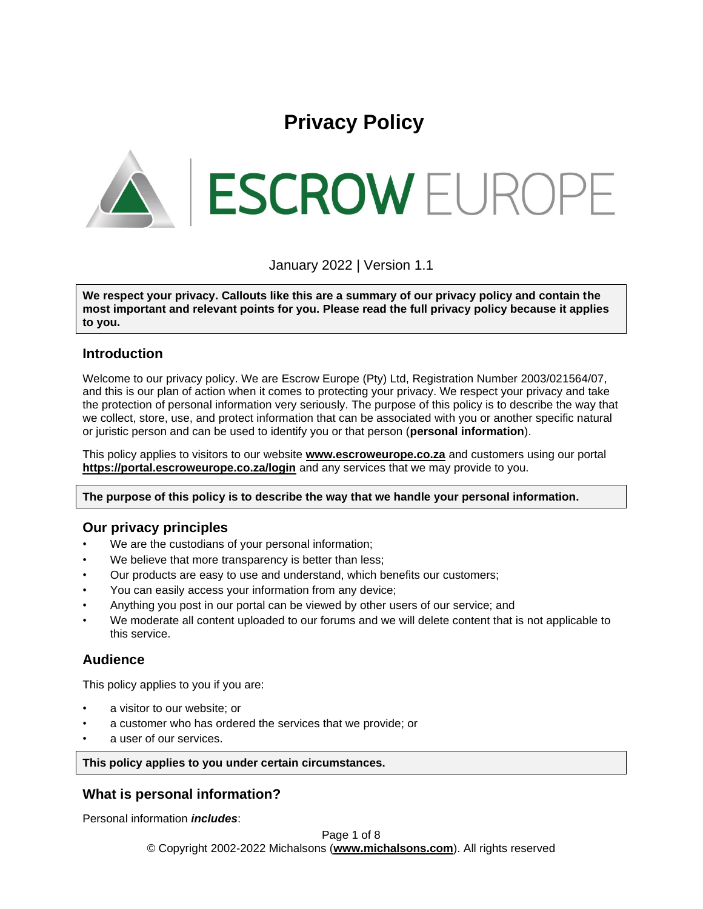# Privacy Policy

ESCROW EUROPE

January 2022 | Version 1.1

> **We respect your privacy. Callouts like this are a summary of our privacy policy and contain the most important and relevant points for you. Please read the full privacy policy because it applies to you.**

## Introduction

Welcome to our privacy policy. We are Escrow Europe (Pty) Ltd, Registration Number 2003/021564/07, and this is our plan of action when it comes to protecting your privacy. We respect your privacy and take the protection of personal information very seriously. The purpose of this policy is to describe the way that we collect, store, use, and protect information that can be associated with you or another specific natural or juristic person and can be used to identify you or that person (**personal information**).

This policy applies to visitors to our website **www.escroweurope.co.za** and customers using our portal **https://portal.escroweurope.co.za/login** and any services that we may provide to you.

> **The purpose of this policy is to describe the way that we handle your personal information.**

## Our privacy principles

- We are the custodians of your personal information;
- We believe that more transparency is better than less;
- Our products are easy to use and understand, which benefits our customers;
- You can easily access your information from any device;
- Anything you post in our portal can be viewed by other users of our service; and
- We moderate all content uploaded to our forums and we will delete content that is not applicable to this service.

## Audience

This policy applies to you if you are:

- a visitor to our website; or
- a customer who has ordered the services that we provide; or
- a user of our services.

> **This policy applies to you under certain circumstances.**

## What is personal information?

Personal information ***includes***: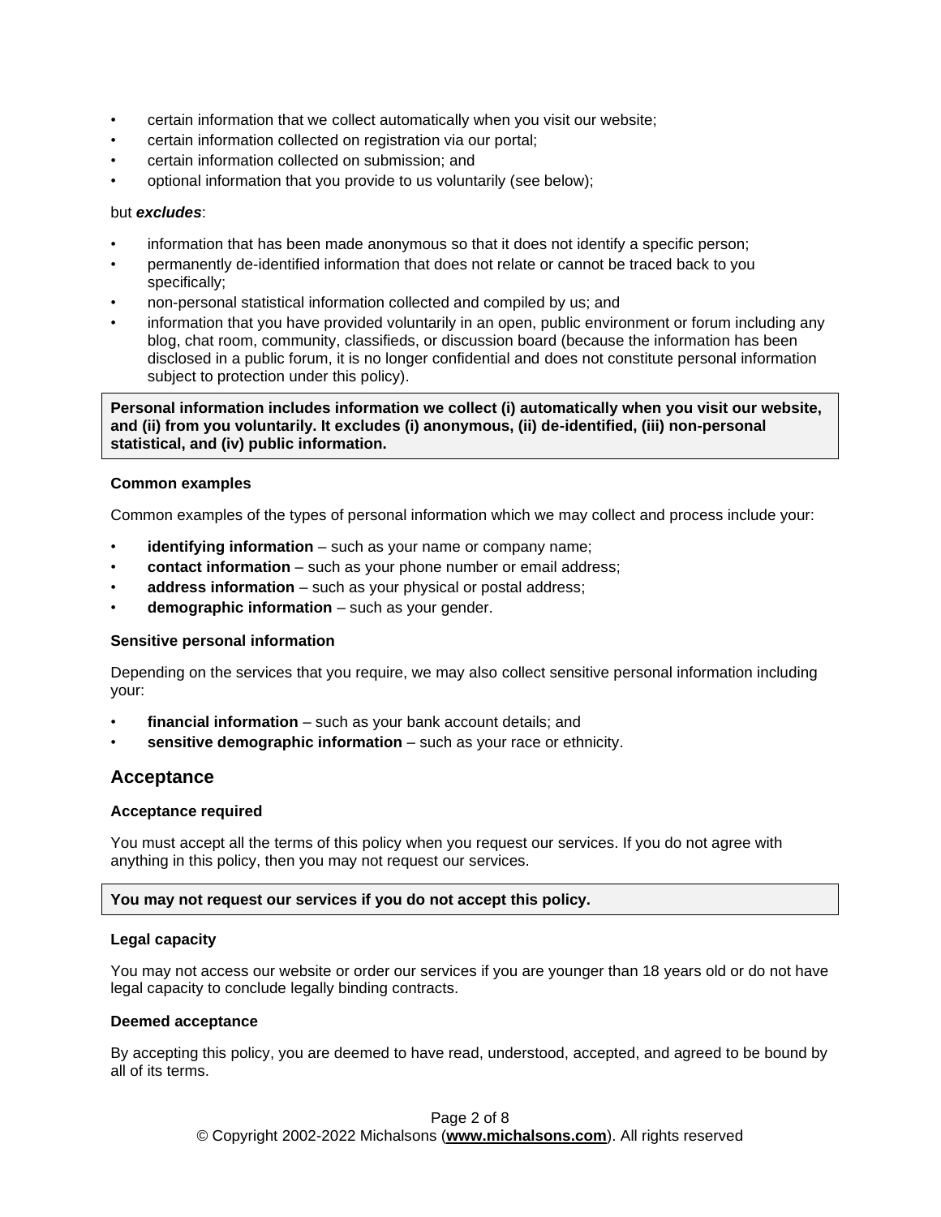- certain information that we collect automatically when you visit our website;
- certain information collected on registration via our portal;
- certain information collected on submission; and
- optional information that you provide to us voluntarily (see below);

but ***excludes***:

- information that has been made anonymous so that it does not identify a specific person;
- permanently de-identified information that does not relate or cannot be traced back to you specifically;
- non-personal statistical information collected and compiled by us; and
- information that you have provided voluntarily in an open, public environment or forum including any blog, chat room, community, classifieds, or discussion board (because the information has been disclosed in a public forum, it is no longer confidential and does not constitute personal information subject to protection under this policy).

**Personal information includes information we collect (i) automatically when you visit our website, and (ii) from you voluntarily. It excludes (i) anonymous, (ii) de-identified, (iii) non-personal statistical, and (iv) public information.**

#### Common examples

Common examples of the types of personal information which we may collect and process include your:

- **identifying information** – such as your name or company name;
- **contact information** – such as your phone number or email address;
- **address information** – such as your physical or postal address;
- **demographic information** – such as your gender.

#### Sensitive personal information

Depending on the services that you require, we may also collect sensitive personal information including your:

- **financial information** – such as your bank account details; and
- **sensitive demographic information** – such as your race or ethnicity.

## Acceptance

#### Acceptance required

You must accept all the terms of this policy when you request our services. If you do not agree with anything in this policy, then you may not request our services.

**You may not request our services if you do not accept this policy.**

#### Legal capacity

You may not access our website or order our services if you are younger than 18 years old or do not have legal capacity to conclude legally binding contracts.

#### Deemed acceptance

By accepting this policy, you are deemed to have read, understood, accepted, and agreed to be bound by all of its terms.

© Copyright 2002-2022 Michalsons (**www.michalsons.com**). All rights reserved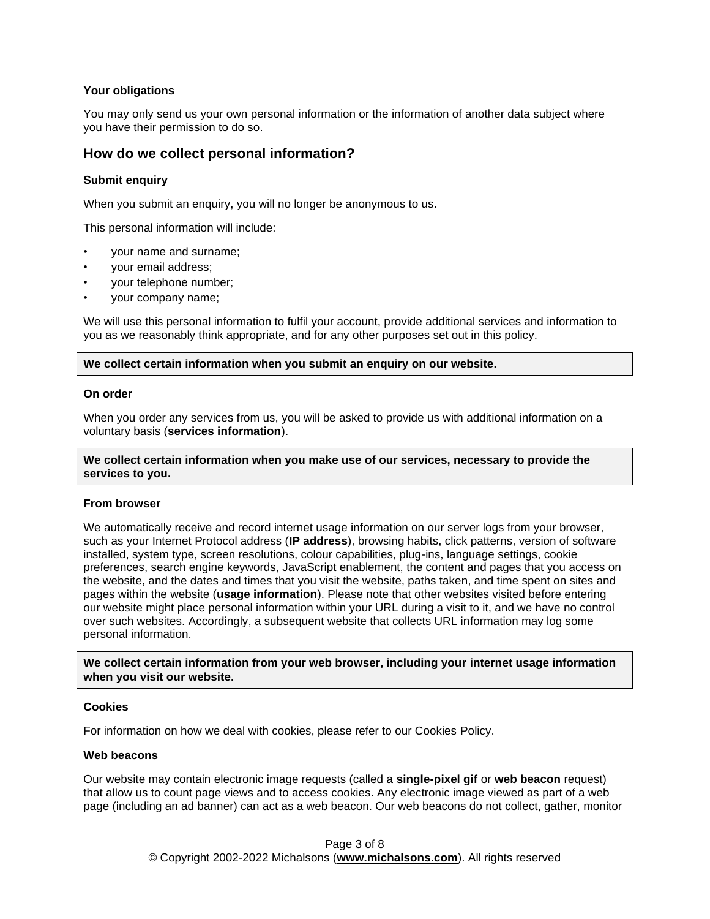**Your obligations**

You may only send us your own personal information or the information of another data subject where you have their permission to do so.

## How do we collect personal information?

**Submit enquiry**

When you submit an enquiry, you will no longer be anonymous to us.

This personal information will include:

- your name and surname;
- your email address;
- your telephone number;
- your company name;

We will use this personal information to fulfil your account, provide additional services and information to you as we reasonably think appropriate, and for any other purposes set out in this policy.

**We collect certain information when you submit an enquiry on our website.**

**On order**

When you order any services from us, you will be asked to provide us with additional information on a voluntary basis (**services information**).

**We collect certain information when you make use of our services, necessary to provide the services to you.**

**From browser**

We automatically receive and record internet usage information on our server logs from your browser, such as your Internet Protocol address (**IP address**), browsing habits, click patterns, version of software installed, system type, screen resolutions, colour capabilities, plug-ins, language settings, cookie preferences, search engine keywords, JavaScript enablement, the content and pages that you access on the website, and the dates and times that you visit the website, paths taken, and time spent on sites and pages within the website (**usage information**). Please note that other websites visited before entering our website might place personal information within your URL during a visit to it, and we have no control over such websites. Accordingly, a subsequent website that collects URL information may log some personal information.

**We collect certain information from your web browser, including your internet usage information when you visit our website.**

**Cookies**

For information on how we deal with cookies, please refer to our Cookies Policy.

**Web beacons**

Our website may contain electronic image requests (called a **single-pixel gif** or **web beacon** request) that allow us to count page views and to access cookies. Any electronic image viewed as part of a web page (including an ad banner) can act as a web beacon. Our web beacons do not collect, gather, monitor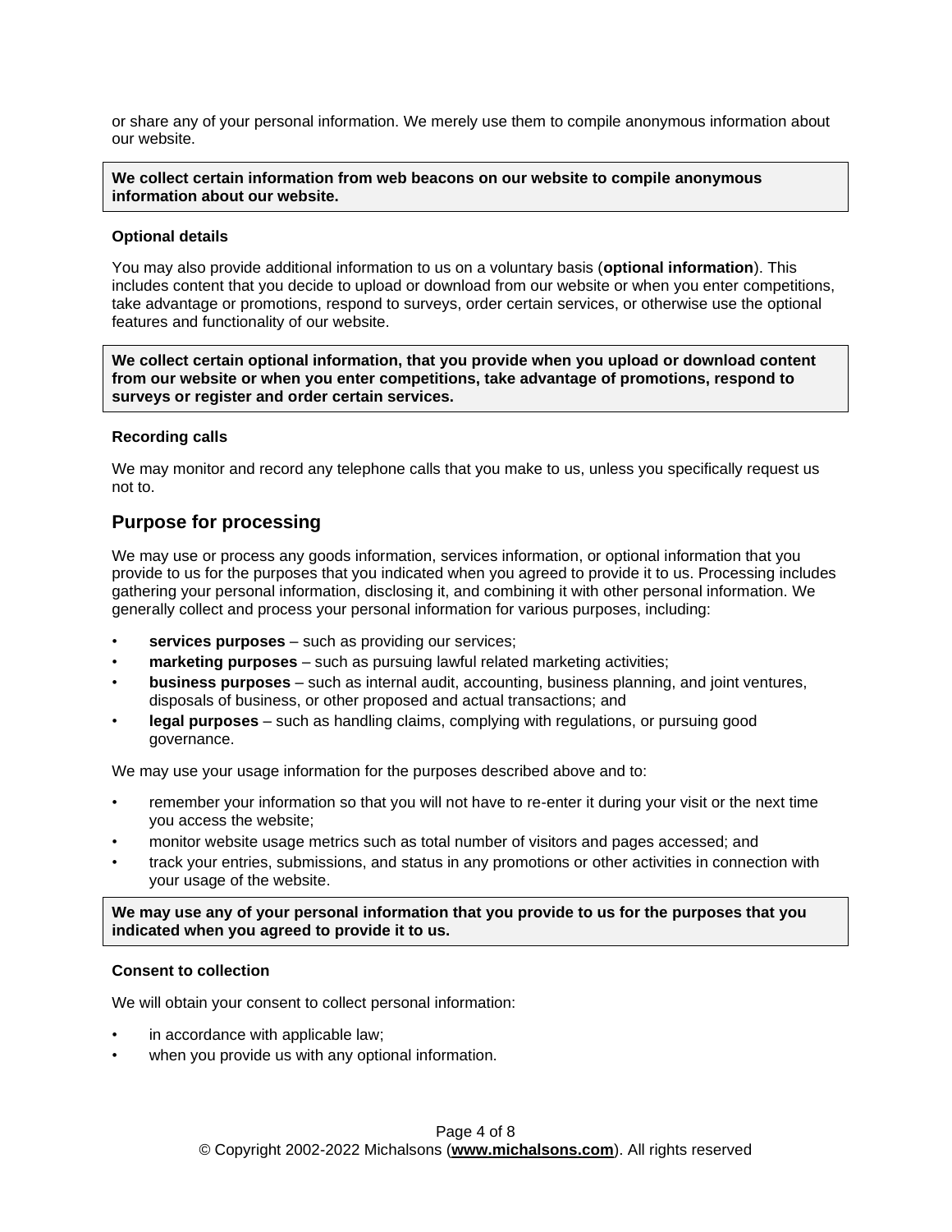or share any of your personal information. We merely use them to compile anonymous information about our website.

**We collect certain information from web beacons on our website to compile anonymous information about our website.**

### Optional details

You may also provide additional information to us on a voluntary basis (**optional information**). This includes content that you decide to upload or download from our website or when you enter competitions, take advantage or promotions, respond to surveys, order certain services, or otherwise use the optional features and functionality of our website.

**We collect certain optional information, that you provide when you upload or download content from our website or when you enter competitions, take advantage of promotions, respond to surveys or register and order certain services.**

### Recording calls

We may monitor and record any telephone calls that you make to us, unless you specifically request us not to.

## Purpose for processing

We may use or process any goods information, services information, or optional information that you provide to us for the purposes that you indicated when you agreed to provide it to us. Processing includes gathering your personal information, disclosing it, and combining it with other personal information. We generally collect and process your personal information for various purposes, including:

- **services purposes** – such as providing our services;
- **marketing purposes** – such as pursuing lawful related marketing activities;
- **business purposes** – such as internal audit, accounting, business planning, and joint ventures, disposals of business, or other proposed and actual transactions; and
- **legal purposes** – such as handling claims, complying with regulations, or pursuing good governance.

We may use your usage information for the purposes described above and to:

- remember your information so that you will not have to re-enter it during your visit or the next time you access the website;
- monitor website usage metrics such as total number of visitors and pages accessed; and
- track your entries, submissions, and status in any promotions or other activities in connection with your usage of the website.

**We may use any of your personal information that you provide to us for the purposes that you indicated when you agreed to provide it to us.**

### Consent to collection

We will obtain your consent to collect personal information:

- in accordance with applicable law;
- when you provide us with any optional information.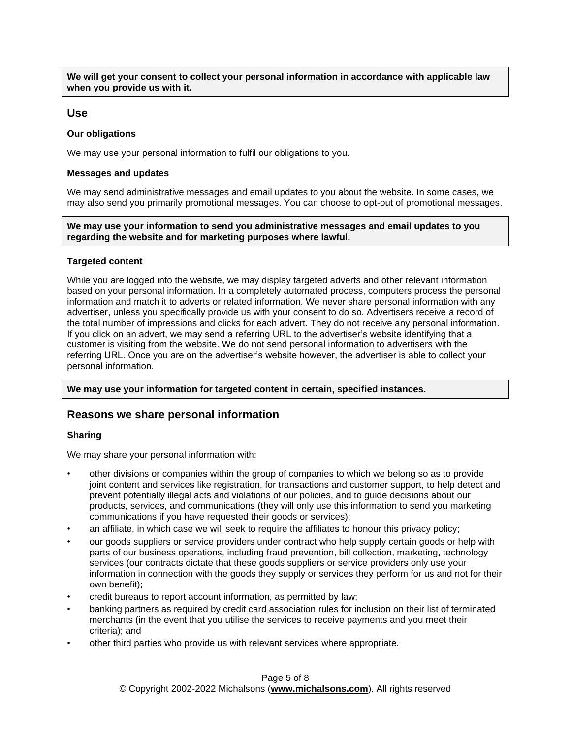**We will get your consent to collect your personal information in accordance with applicable law when you provide us with it.**

## Use

### Our obligations

We may use your personal information to fulfil our obligations to you.

### Messages and updates

We may send administrative messages and email updates to you about the website. In some cases, we may also send you primarily promotional messages. You can choose to opt-out of promotional messages.

**We may use your information to send you administrative messages and email updates to you regarding the website and for marketing purposes where lawful.**

### Targeted content

While you are logged into the website, we may display targeted adverts and other relevant information based on your personal information. In a completely automated process, computers process the personal information and match it to adverts or related information. We never share personal information with any advertiser, unless you specifically provide us with your consent to do so. Advertisers receive a record of the total number of impressions and clicks for each advert. They do not receive any personal information. If you click on an advert, we may send a referring URL to the advertiser's website identifying that a customer is visiting from the website. We do not send personal information to advertisers with the referring URL. Once you are on the advertiser's website however, the advertiser is able to collect your personal information.

**We may use your information for targeted content in certain, specified instances.**

## Reasons we share personal information

### Sharing

We may share your personal information with:

- other divisions or companies within the group of companies to which we belong so as to provide joint content and services like registration, for transactions and customer support, to help detect and prevent potentially illegal acts and violations of our policies, and to guide decisions about our products, services, and communications (they will only use this information to send you marketing communications if you have requested their goods or services);
- an affiliate, in which case we will seek to require the affiliates to honour this privacy policy;
- our goods suppliers or service providers under contract who help supply certain goods or help with parts of our business operations, including fraud prevention, bill collection, marketing, technology services (our contracts dictate that these goods suppliers or service providers only use your information in connection with the goods they supply or services they perform for us and not for their own benefit);
- credit bureaus to report account information, as permitted by law;
- banking partners as required by credit card association rules for inclusion on their list of terminated merchants (in the event that you utilise the services to receive payments and you meet their criteria); and
- other third parties who provide us with relevant services where appropriate.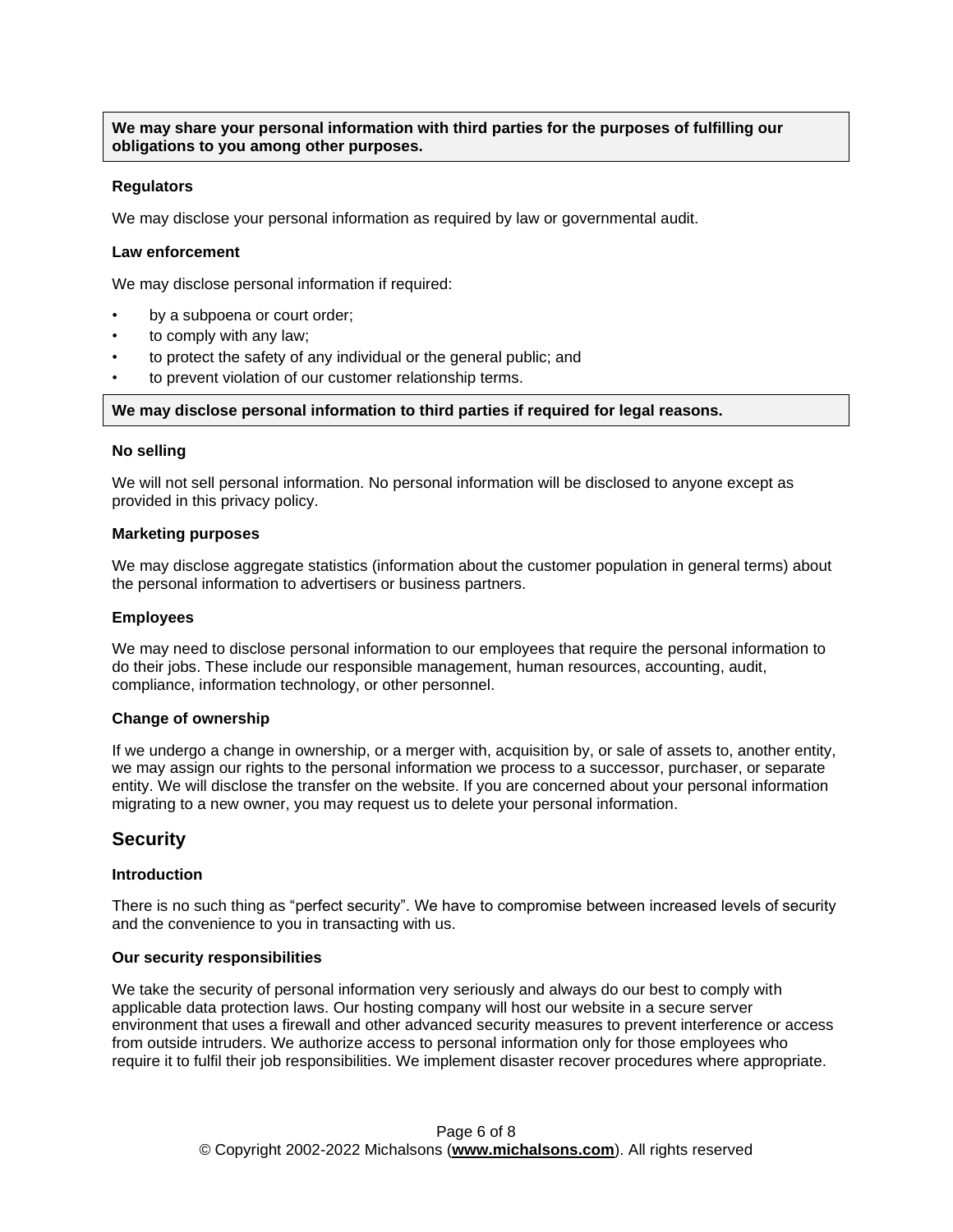**We may share your personal information with third parties for the purposes of fulfilling our obligations to you among other purposes.**

#### Regulators

We may disclose your personal information as required by law or governmental audit.

#### Law enforcement

We may disclose personal information if required:

- by a subpoena or court order;
- to comply with any law;
- to protect the safety of any individual or the general public; and
- to prevent violation of our customer relationship terms.

**We may disclose personal information to third parties if required for legal reasons.**

#### No selling

We will not sell personal information. No personal information will be disclosed to anyone except as provided in this privacy policy.

#### Marketing purposes

We may disclose aggregate statistics (information about the customer population in general terms) about the personal information to advertisers or business partners.

#### Employees

We may need to disclose personal information to our employees that require the personal information to do their jobs. These include our responsible management, human resources, accounting, audit, compliance, information technology, or other personnel.

#### Change of ownership

If we undergo a change in ownership, or a merger with, acquisition by, or sale of assets to, another entity, we may assign our rights to the personal information we process to a successor, purchaser, or separate entity. We will disclose the transfer on the website. If you are concerned about your personal information migrating to a new owner, you may request us to delete your personal information.

## Security

#### Introduction

There is no such thing as "perfect security". We have to compromise between increased levels of security and the convenience to you in transacting with us.

#### Our security responsibilities

We take the security of personal information very seriously and always do our best to comply with applicable data protection laws. Our hosting company will host our website in a secure server environment that uses a firewall and other advanced security measures to prevent interference or access from outside intruders. We authorize access to personal information only for those employees who require it to fulfil their job responsibilities. We implement disaster recover procedures where appropriate.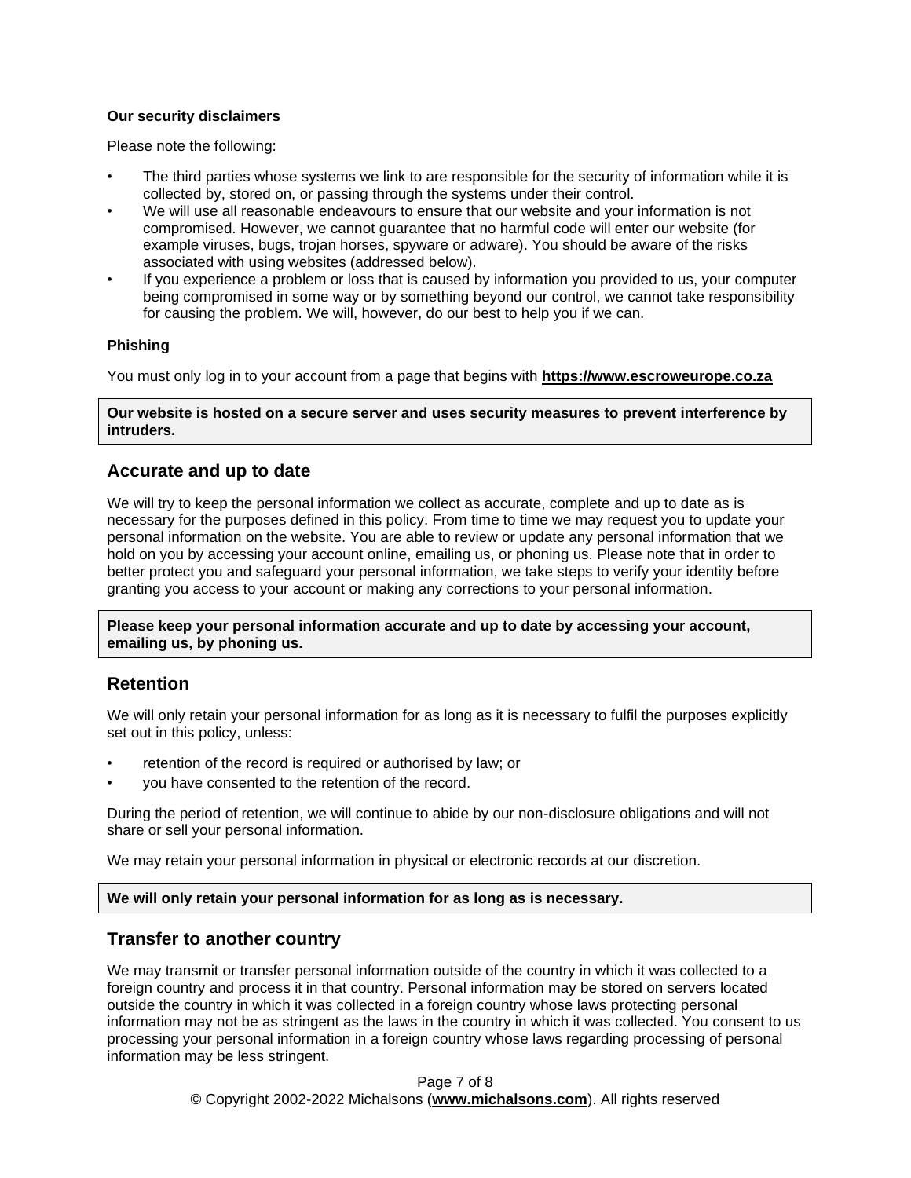**Our security disclaimers**

Please note the following:

- The third parties whose systems we link to are responsible for the security of information while it is collected by, stored on, or passing through the systems under their control.
- We will use all reasonable endeavours to ensure that our website and your information is not compromised. However, we cannot guarantee that no harmful code will enter our website (for example viruses, bugs, trojan horses, spyware or adware). You should be aware of the risks associated with using websites (addressed below).
- If you experience a problem or loss that is caused by information you provided to us, your computer being compromised in some way or by something beyond our control, we cannot take responsibility for causing the problem. We will, however, do our best to help you if we can.

**Phishing**

You must only log in to your account from a page that begins with **https://www.escroweurope.co.za**

**Our website is hosted on a secure server and uses security measures to prevent interference by intruders.**

## Accurate and up to date

We will try to keep the personal information we collect as accurate, complete and up to date as is necessary for the purposes defined in this policy. From time to time we may request you to update your personal information on the website. You are able to review or update any personal information that we hold on you by accessing your account online, emailing us, or phoning us. Please note that in order to better protect you and safeguard your personal information, we take steps to verify your identity before granting you access to your account or making any corrections to your personal information.

**Please keep your personal information accurate and up to date by accessing your account, emailing us, by phoning us.**

## Retention

We will only retain your personal information for as long as it is necessary to fulfil the purposes explicitly set out in this policy, unless:

- retention of the record is required or authorised by law; or
- you have consented to the retention of the record.

During the period of retention, we will continue to abide by our non-disclosure obligations and will not share or sell your personal information.

We may retain your personal information in physical or electronic records at our discretion.

**We will only retain your personal information for as long as is necessary.**

## Transfer to another country

We may transmit or transfer personal information outside of the country in which it was collected to a foreign country and process it in that country. Personal information may be stored on servers located outside the country in which it was collected in a foreign country whose laws protecting personal information may not be as stringent as the laws in the country in which it was collected. You consent to us processing your personal information in a foreign country whose laws regarding processing of personal information may be less stringent.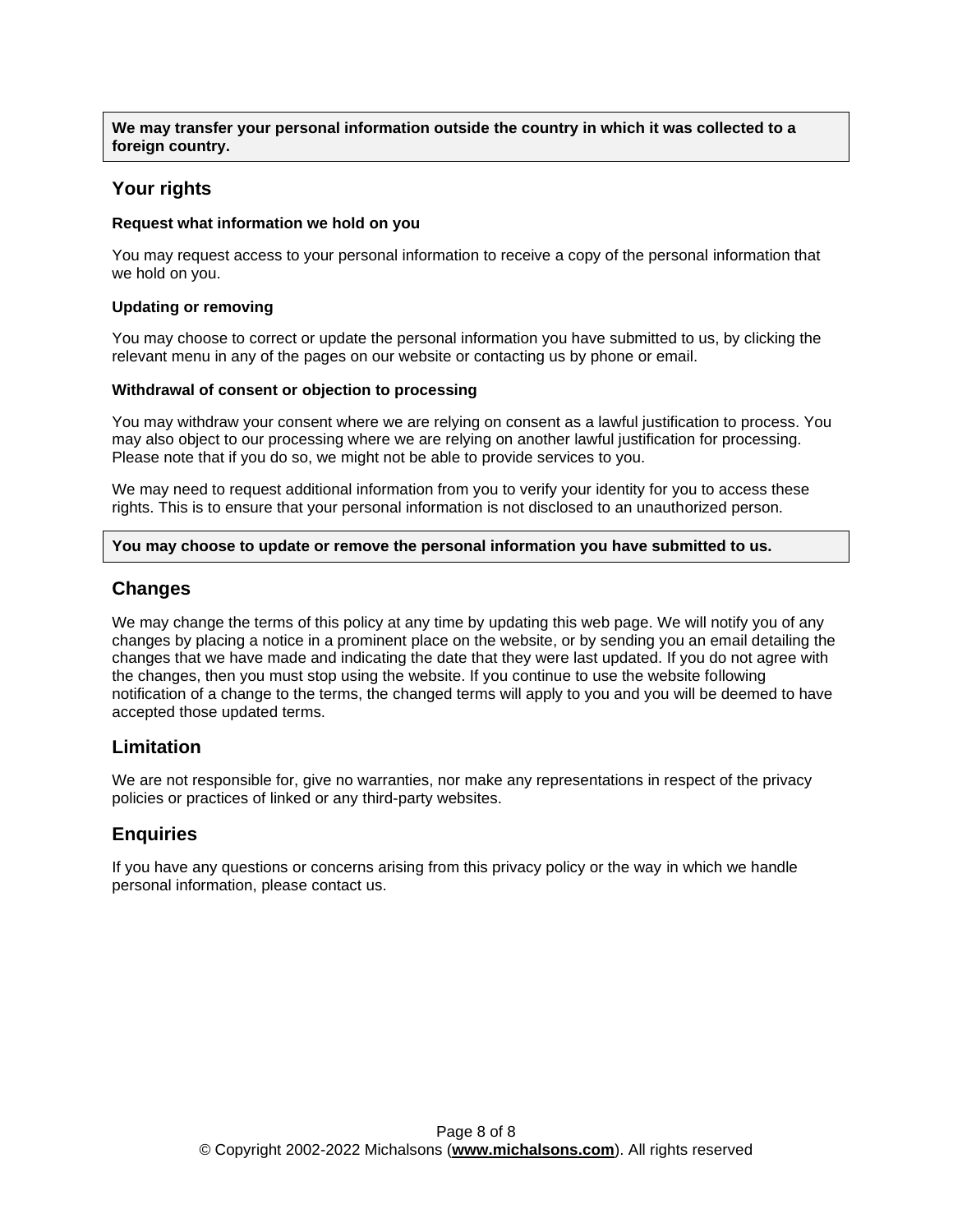**We may transfer your personal information outside the country in which it was collected to a foreign country.**

## Your rights

### Request what information we hold on you

You may request access to your personal information to receive a copy of the personal information that we hold on you.

### Updating or removing

You may choose to correct or update the personal information you have submitted to us, by clicking the relevant menu in any of the pages on our website or contacting us by phone or email.

### Withdrawal of consent or objection to processing

You may withdraw your consent where we are relying on consent as a lawful justification to process. You may also object to our processing where we are relying on another lawful justification for processing. Please note that if you do so, we might not be able to provide services to you.

We may need to request additional information from you to verify your identity for you to access these rights. This is to ensure that your personal information is not disclosed to an unauthorized person.

**You may choose to update or remove the personal information you have submitted to us.**

## Changes

We may change the terms of this policy at any time by updating this web page. We will notify you of any changes by placing a notice in a prominent place on the website, or by sending you an email detailing the changes that we have made and indicating the date that they were last updated. If you do not agree with the changes, then you must stop using the website. If you continue to use the website following notification of a change to the terms, the changed terms will apply to you and you will be deemed to have accepted those updated terms.

## Limitation

We are not responsible for, give no warranties, nor make any representations in respect of the privacy policies or practices of linked or any third-party websites.

## Enquiries

If you have any questions or concerns arising from this privacy policy or the way in which we handle personal information, please contact us.